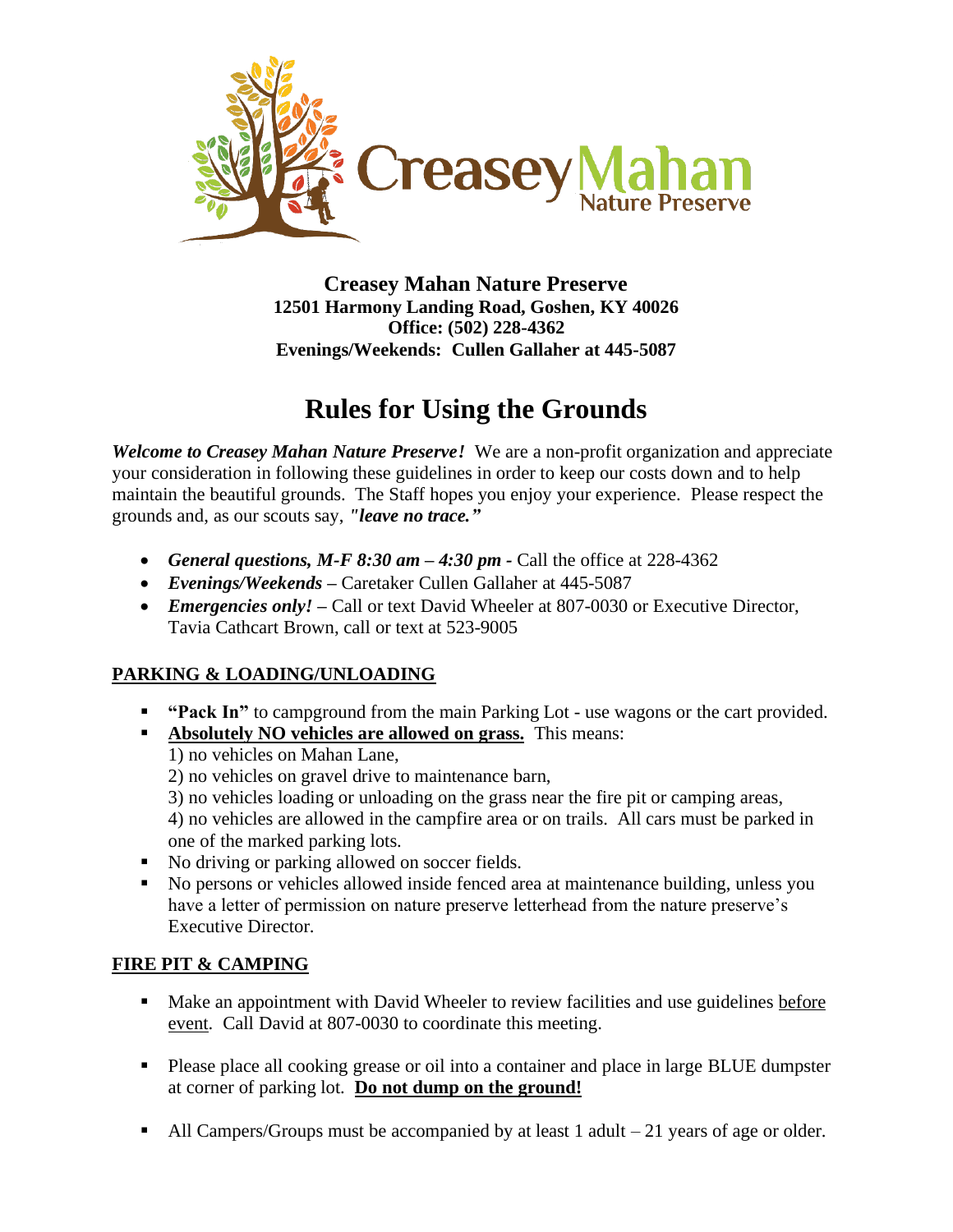**Creasey Mahan Nature Preserve**
**12501 Harmony Landing Road, Goshen, KY 40026**
**Office: (502) 228-4362**
**Evenings/Weekends: Cullen Gallaher at 445-5087**

# Rules for Using the Grounds

***Welcome to Creasey Mahan Nature Preserve!*** We are a non-profit organization and appreciate your consideration in following these guidelines in order to keep our costs down and to help maintain the beautiful grounds. The Staff hopes you enjoy your experience. Please respect the grounds and, as our scouts say, ***"leave no trace."***

- ***General questions, M-F 8:30 am – 4:30 pm -*** Call the office at 228-4362
- ***Evenings/Weekends*** **–** Caretaker Cullen Gallaher at 445-5087
- ***Emergencies only!*** **–** Call or text David Wheeler at 807-0030 or Executive Director, Tavia Cathcart Brown, call or text at 523-9005

## PARKING & LOADING/UNLOADING

- **"Pack In"** to campground from the main Parking Lot - use wagons or the cart provided.
- **Absolutely NO vehicles are allowed on grass.** This means:
  1) no vehicles on Mahan Lane,
  2) no vehicles on gravel drive to maintenance barn,
  3) no vehicles loading or unloading on the grass near the fire pit or camping areas,
  4) no vehicles are allowed in the campfire area or on trails. All cars must be parked in one of the marked parking lots.
- No driving or parking allowed on soccer fields.
- No persons or vehicles allowed inside fenced area at maintenance building, unless you have a letter of permission on nature preserve letterhead from the nature preserve's Executive Director.

## FIRE PIT & CAMPING

- Make an appointment with David Wheeler to review facilities and use guidelines before event. Call David at 807-0030 to coordinate this meeting.
- Please place all cooking grease or oil into a container and place in large BLUE dumpster at corner of parking lot. **Do not dump on the ground!**
- All Campers/Groups must be accompanied by at least 1 adult – 21 years of age or older.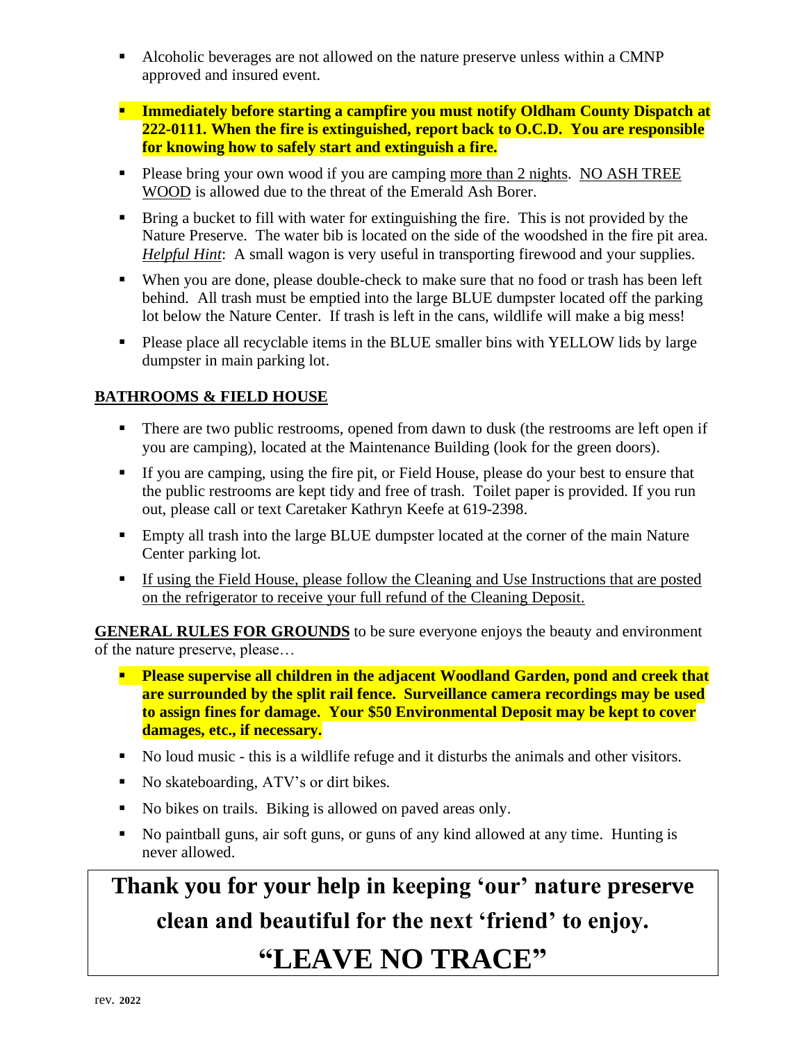- Alcoholic beverages are not allowed on the nature preserve unless within a CMNP approved and insured event.
- **Immediately before starting a campfire you must notify Oldham County Dispatch at 222-0111. When the fire is extinguished, report back to O.C.D. You are responsible for knowing how to safely start and extinguish a fire.**
- Please bring your own wood if you are camping <u>more than 2 nights</u>. <u>NO ASH TREE WOOD</u> is allowed due to the threat of the Emerald Ash Borer.
- Bring a bucket to fill with water for extinguishing the fire. This is not provided by the Nature Preserve. The water bib is located on the side of the woodshed in the fire pit area. *<u>Helpful Hint</u>*: A small wagon is very useful in transporting firewood and your supplies.
- When you are done, please double-check to make sure that no food or trash has been left behind. All trash must be emptied into the large BLUE dumpster located off the parking lot below the Nature Center. If trash is left in the cans, wildlife will make a big mess!
- Please place all recyclable items in the BLUE smaller bins with YELLOW lids by large dumpster in main parking lot.

## <u>BATHROOMS & FIELD HOUSE</u>

- There are two public restrooms, opened from dawn to dusk (the restrooms are left open if you are camping), located at the Maintenance Building (look for the green doors).
- If you are camping, using the fire pit, or Field House, please do your best to ensure that the public restrooms are kept tidy and free of trash. Toilet paper is provided. If you run out, please call or text Caretaker Kathryn Keefe at 619-2398.
- Empty all trash into the large BLUE dumpster located at the corner of the main Nature Center parking lot.
- <u>If using the Field House, please follow the Cleaning and Use Instructions that are posted on the refrigerator to receive your full refund of the Cleaning Deposit.</u>

**<u>GENERAL RULES FOR GROUNDS</u>** to be sure everyone enjoys the beauty and environment of the nature preserve, please…

- **Please supervise all children in the adjacent Woodland Garden, pond and creek that are surrounded by the split rail fence. Surveillance camera recordings may be used to assign fines for damage. Your $50 Environmental Deposit may be kept to cover damages, etc., if necessary.**
- No loud music - this is a wildlife refuge and it disturbs the animals and other visitors.
- No skateboarding, ATV's or dirt bikes.
- No bikes on trails. Biking is allowed on paved areas only.
- No paintball guns, air soft guns, or guns of any kind allowed at any time. Hunting is never allowed.

**Thank you for your help in keeping 'our' nature preserve clean and beautiful for the next 'friend' to enjoy.**

# "LEAVE NO TRACE"

rev. **2022**